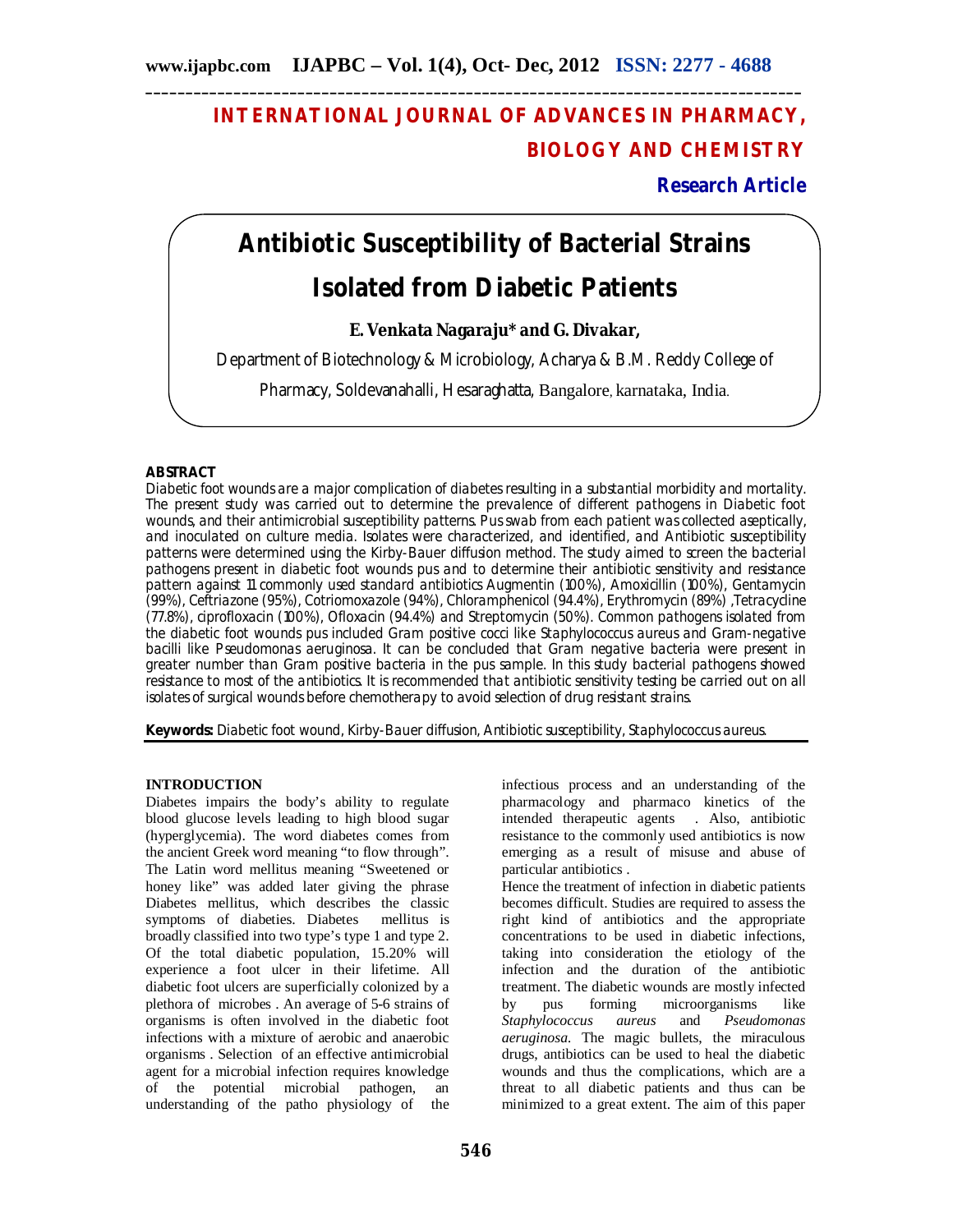# INTERNATIONAL JOURNAL OF ADVANCES IN PHARMACY, BIOLOGY AND CHEMISTRY

**Research Article**

# Antibiotic Susceptibility of Bacterial Strains Isolated from Diabetic Patients

**E. Venkata Nagaraju\* and G. Divakar,**

Department of Biotechnology & Microbiology, Acharya & B.M. Reddy College of Pharmacy, Soldevanahalli, Hesaraghatta, Bangalore, karnataka, India.

## ABSTRACT

Diabetic foot wounds are a major complication of diabetes resulting in a substantial morbidity and mortality. The present study was carried out to determine the prevalence of different pathogens in Diabetic foot wounds, and their antimicrobial susceptibility patterns. Pus swab from each patient was collected aseptically, and inoculated on culture media. Isolates were characterized, and identified, and Antibiotic susceptibility patterns were determined using the Kirby-Bauer diffusion method. The study aimed to screen the bacterial pathogens present in diabetic foot wounds pus and to determine their antibiotic sensitivity and resistance pattern against 11 commonly used standard antibiotics Augmentin (100%), Amoxicillin (100%), Gentamycin (99%), Ceftriazone (95%), Cotriomoxazole (94%), Chloramphenicol (94.4%), Erythromycin (89%) ,Tetracycline (77.8%), ciprofloxacin (100%), Ofloxacin (94.4%) and Streptomycin (50%). Common pathogens isolated from the diabetic foot wounds pus included Gram positive cocci like *Staphylococcus aureus* and Gram-negative bacilli like *Pseudomonas aeruginosa*. It can be concluded that Gram negative bacteria were present in greater number than Gram positive bacteria in the pus sample. In this study bacterial pathogens showed resistance to most of the antibiotics. It is recommended that antibiotic sensitivity testing be carried out on all isolates of surgical wounds before chemotherapy to avoid selection of drug resistant strains.

**Keywords:** Diabetic foot wound, Kirby-Bauer diffusion, Antibiotic susceptibility, Staphylococcus aureus.

## INTRODUCTION

Diabetes impairs the body's ability to regulate blood glucose levels leading to high blood sugar (hyperglycemia). The word diabetes comes from the ancient Greek word meaning "to flow through". The Latin word mellitus meaning "Sweetened or honey like" was added later giving the phrase Diabetes mellitus, which describes the classic symptoms of diabeties. Diabetes mellitus is broadly classified into two type's type 1 and type 2. Of the total diabetic population, 15.20% will experience a foot ulcer in their lifetime. All diabetic foot ulcers are superficially colonized by a plethora of microbes . An average of 5-6 strains of organisms is often involved in the diabetic foot infections with a mixture of aerobic and anaerobic organisms . Selection of an effective antimicrobial agent for a microbial infection requires knowledge of the potential microbial pathogen, an understanding of the patho physiology of the infectious process and an understanding of the pharmacology and pharmaco kinetics of the intended therapeutic agents . Also, antibiotic resistance to the commonly used antibiotics is now emerging as a result of misuse and abuse of particular antibiotics .

Hence the treatment of infection in diabetic patients becomes difficult. Studies are required to assess the right kind of antibiotics and the appropriate concentrations to be used in diabetic infections, taking into consideration the etiology of the infection and the duration of the antibiotic treatment. The diabetic wounds are mostly infected by pus forming microorganisms like *Staphylococcus aureus* and *Pseudomonas aeruginosa*. The magic bullets, the miraculous drugs, antibiotics can be used to heal the diabetic wounds and thus the complications, which are a threat to all diabetic patients and thus can be minimized to a great extent. The aim of this paper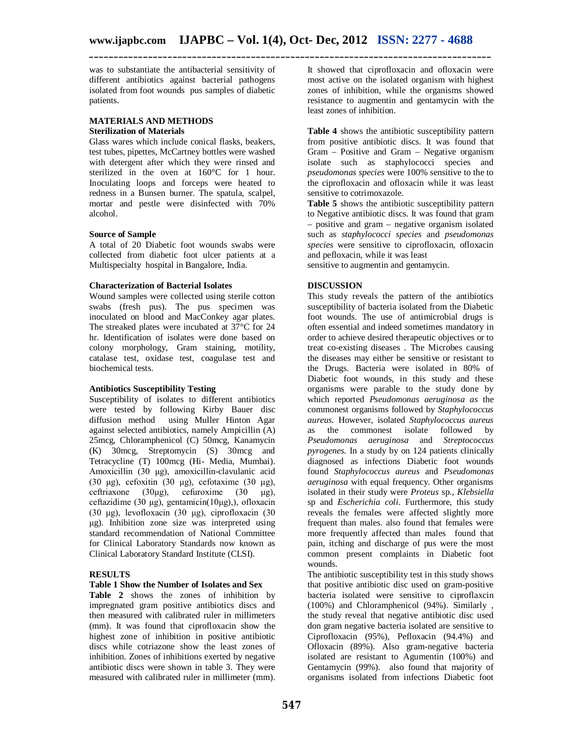was to substantiate the antibacterial sensitivity of different antibiotics against bacterial pathogens isolated from foot wounds pus samples of diabetic patients.

## MATERIALS AND METHODS

### Sterilization of Materials

Glass wares which include conical flasks, beakers, test tubes, pipettes, McCartney bottles were washed with detergent after which they were rinsed and sterilized in the oven at 160°C for 1 hour. Inoculating loops and forceps were heated to redness in a Bunsen burner. The spatula, scalpel, mortar and pestle were disinfected with 70% alcohol.

### Source of Sample

A total of 20 Diabetic foot wounds swabs were collected from diabetic foot ulcer patients at a Multispecialty hospital in Bangalore, India.

### Characterization of Bacterial Isolates

Wound samples were collected using sterile cotton swabs (fresh pus). The pus specimen was inoculated on blood and MacConkey agar plates. The streaked plates were incubated at 37°C for 24 hr. Identification of isolates were done based on colony morphology, Gram staining, motility, catalase test, oxidase test, coagulase test and biochemical tests.

### Antibiotics Susceptibility Testing

Susceptibility of isolates to different antibiotics were tested by following Kirby Bauer disc diffusion method using Muller Hinton Agar against selected antibiotics, namely Ampicillin (A) 25mcg, Chloramphenicol (C) 50mcg, Kanamycin (K) 30mcg, Streptomycin (S) 30mcg and Tetracycline (T) 100mcg (Hi- Media, Mumbai). Amoxicillin (30 μg), amoxicillin-clavulanic acid (30 μg), cefoxitin (30 μg), cefotaxime (30 μg), ceftriaxone (30μg), cefuroxime (30 μg), ceftazidime (30 μg), gentamicin(10μg),), ofloxacin (30 μg), levofloxacin (30 μg), ciprofloxacin (30 μg). Inhibition zone size was interpreted using standard recommendation of National Committee for Clinical Laboratory Standards now known as Clinical Laboratory Standard Institute (CLSI).

## RESULTS

**Table 1 Show the Number of Isolates and Sex**

**Table 2** shows the zones of inhibition by impregnated gram positive antibiotics discs and then measured with calibrated ruler in millimeters (mm). It was found that ciprofloxacin show the highest zone of inhibition in positive antibiotic discs while cotriazone show the least zones of inhibition. Zones of inhibitions exerted by negative antibiotic discs were shown in table 3. They were measured with calibrated ruler in millimeter (mm). It showed that ciprofloxacin and ofloxacin were most active on the isolated organism with highest zones of inhibition, while the organisms showed resistance to augmentin and gentamycin with the least zones of inhibition.

**Table 4** shows the antibiotic susceptibility pattern from positive antibiotic discs. It was found that Gram – Positive and Gram – Negative organism isolate such as staphylococci species and *pseudomonas species* were 100% sensitive to the to the ciprofloxacin and ofloxacin while it was least sensitive to cotrimoxazole.

**Table 5** shows the antibiotic susceptibility pattern to Negative antibiotic discs. It was found that gram – positive and gram – negative organism isolated such as *staphylococci species* and *pseudomonas species* were sensitive to ciprofloxacin, ofloxacin and pefloxacin, while it was least sensitive to augmentin and gentamycin.

## DISCUSSION

This study reveals the pattern of the antibiotics susceptibility of bacteria isolated from the Diabetic foot wounds. The use of antimicrobial drugs is often essential and indeed sometimes mandatory in order to achieve desired therapeutic objectives or to treat co-existing diseases . The Microbes causing the diseases may either be sensitive or resistant to the Drugs. Bacteria were isolated in 80% of Diabetic foot wounds, in this study and these organisms were parable to the study done by which reported *Pseudomonas aeruginosa as* the commonest organisms followed by *Staphylococcus aureus.* However, isolated *Staphylococcus aureus* as the commonest isolate followed by *Pseudomonas aeruginosa* and *Streptococcus pyrogenes.* In a study by on 124 patients clinically diagnosed as infections Diabetic foot wounds found *Staphylococcus aureus* and *Pseudomonas aeruginosa* with equal frequency. Other organisms isolated in their study were *Proteus* sp., *Klebsiella* sp and *Escherichia coli*. Furthermore, this study reveals the females were affected slightly more frequent than males. also found that females were more frequently affected than males found that pain, itching and discharge of pus were the most common present complaints in Diabetic foot wounds.

The antibiotic susceptibility test in this study shows that positive antibiotic disc used on gram-positive bacteria isolated were sensitive to ciproflaxcin (100%) and Chloramphenicol (94%). Similarly , the study reveal that negative antibiotic disc used don gram negative bacteria isolated are sensitive to Ciprofloxacin (95%), Pefloxacin (94.4%) and Ofloxacin (89%). Also gram-negative bacteria isolated are resistant to Agumentin (100%) and Gentamycin (99%). also found that majority of organisms isolated from infections Diabetic foot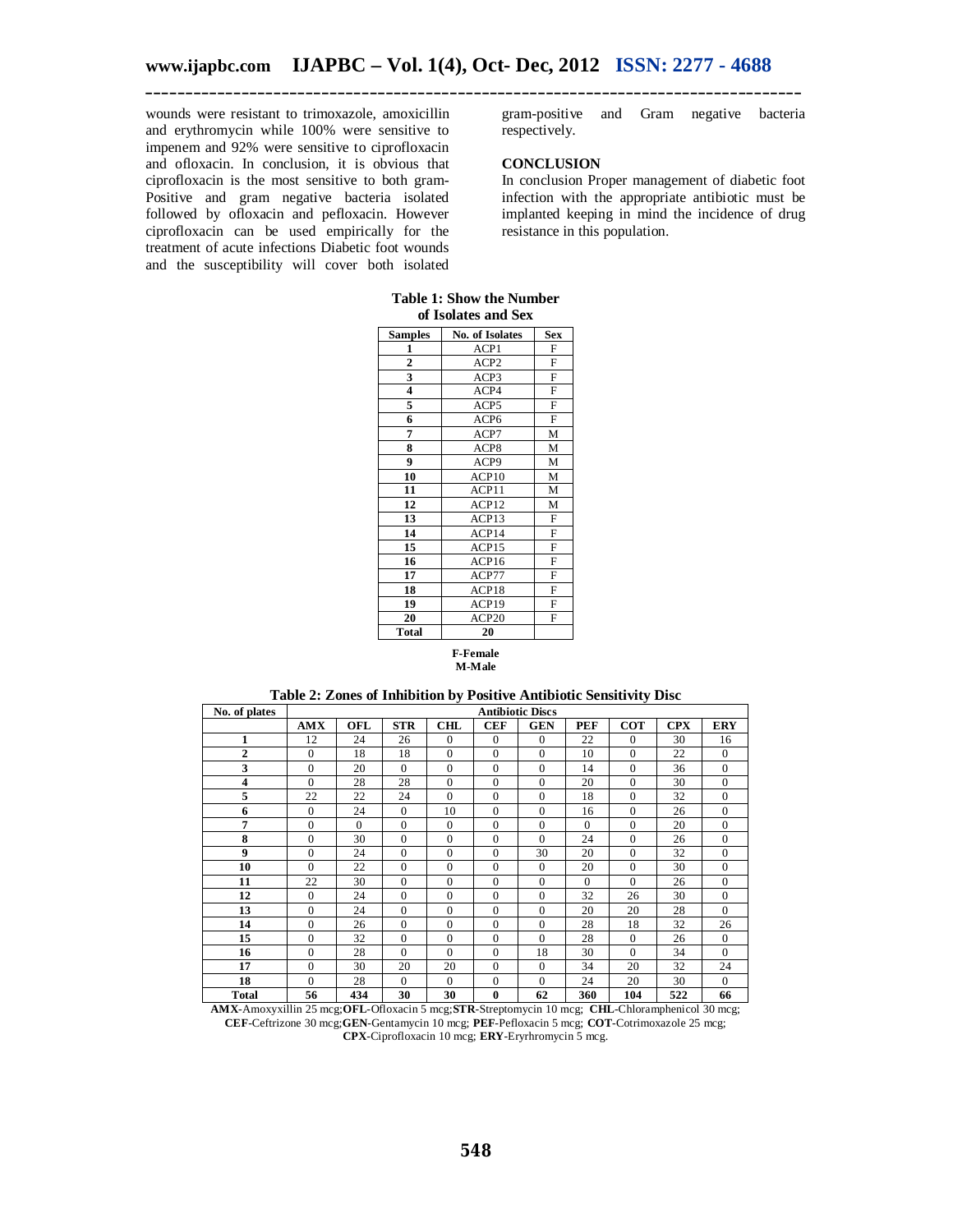wounds were resistant to trimoxazole, amoxicillin and erythromycin while 100% were sensitive to impenem and 92% were sensitive to ciprofloxacin and ofloxacin. In conclusion, it is obvious that ciprofloxacin is the most sensitive to both gram-Positive and gram negative bacteria isolated followed by ofloxacin and pefloxacin. However ciprofloxacin can be used empirically for the treatment of acute infections Diabetic foot wounds and the susceptibility will cover both isolated gram-positive and Gram negative bacteria respectively.

## CONCLUSION

In conclusion Proper management of diabetic foot infection with the appropriate antibiotic must be implanted keeping in mind the incidence of drug resistance in this population.

**Table 1: Show the Number of Isolates and Sex**

| Samples | No. of Isolates | Sex |
|---|---|---|
| 1 | ACP1 | F |
| 2 | ACP2 | F |
| 3 | ACP3 | F |
| 4 | ACP4 | F |
| 5 | ACP5 | F |
| 6 | ACP6 | F |
| 7 | ACP7 | M |
| 8 | ACP8 | M |
| 9 | ACP9 | M |
| 10 | ACP10 | M |
| 11 | ACP11 | M |
| 12 | ACP12 | M |
| 13 | ACP13 | F |
| 14 | ACP14 | F |
| 15 | ACP15 | F |
| 16 | ACP16 | F |
| 17 | ACP77 | F |
| 18 | ACP18 | F |
| 19 | ACP19 | F |
| 20 | ACP20 | F |
| Total | 20 | |

F-Female
M-Male

**Table 2: Zones of Inhibition by Positive Antibiotic Sensitivity Disc**

| No. of plates | Antibiotic Discs | | | | | | | | | |
|---|---|---|---|---|---|---|---|---|---|---|
| | AMX | OFL | STR | CHL | CEF | GEN | PEF | COT | CPX | ERY |
| 1 | 12 | 24 | 26 | 0 | 0 | 0 | 22 | 0 | 30 | 16 |
| 2 | 0 | 18 | 18 | 0 | 0 | 0 | 10 | 0 | 22 | 0 |
| 3 | 0 | 20 | 0 | 0 | 0 | 0 | 14 | 0 | 36 | 0 |
| 4 | 0 | 28 | 28 | 0 | 0 | 0 | 20 | 0 | 30 | 0 |
| 5 | 22 | 22 | 24 | 0 | 0 | 0 | 18 | 0 | 32 | 0 |
| 6 | 0 | 24 | 0 | 10 | 0 | 0 | 16 | 0 | 26 | 0 |
| 7 | 0 | 0 | 0 | 0 | 0 | 0 | 0 | 0 | 20 | 0 |
| 8 | 0 | 30 | 0 | 0 | 0 | 0 | 24 | 0 | 26 | 0 |
| 9 | 0 | 24 | 0 | 0 | 0 | 30 | 20 | 0 | 32 | 0 |
| 10 | 0 | 22 | 0 | 0 | 0 | 0 | 20 | 0 | 30 | 0 |
| 11 | 22 | 30 | 0 | 0 | 0 | 0 | 0 | 0 | 26 | 0 |
| 12 | 0 | 24 | 0 | 0 | 0 | 0 | 32 | 26 | 30 | 0 |
| 13 | 0 | 24 | 0 | 0 | 0 | 0 | 20 | 20 | 28 | 0 |
| 14 | 0 | 26 | 0 | 0 | 0 | 0 | 28 | 18 | 32 | 26 |
| 15 | 0 | 32 | 0 | 0 | 0 | 0 | 28 | 0 | 26 | 0 |
| 16 | 0 | 28 | 0 | 0 | 0 | 18 | 30 | 0 | 34 | 0 |
| 17 | 0 | 30 | 20 | 20 | 0 | 0 | 34 | 20 | 32 | 24 |
| 18 | 0 | 28 | 0 | 0 | 0 | 0 | 24 | 20 | 30 | 0 |
| Total | 56 | 434 | 30 | 30 | 0 | 62 | 360 | 104 | 522 | 66 |

**AMX**-Amoxyxillin 25 mcg;**OFL**-Ofloxacin 5 mcg;**STR**-Streptomycin 10 mcg; **CHL**-Chloramphenicol 30 mcg; **CEF**-Ceftrizone 30 mcg;**GEN**-Gentamycin 10 mcg; **PEF**-Pefloxacin 5 mcg; **COT**-Cotrimoxazole 25 mcg; **CPX**-Ciprofloxacin 10 mcg; **ERY**-Eryrhromycin 5 mcg.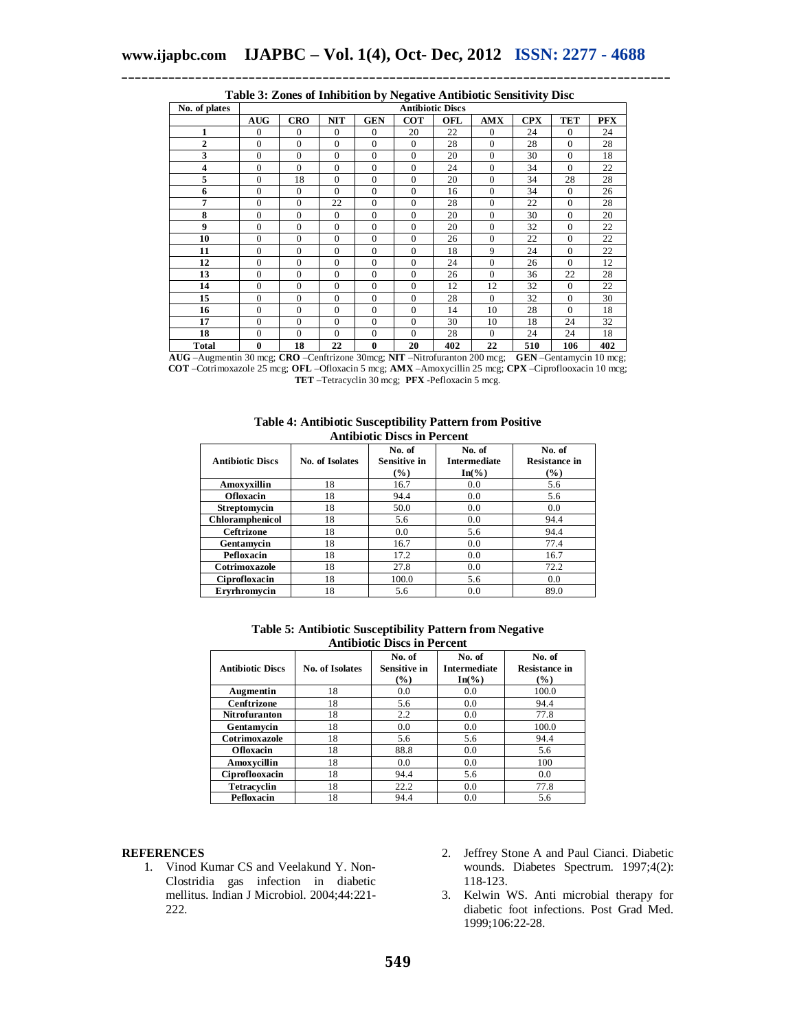**Table 3: Zones of Inhibition by Negative Antibiotic Sensitivity Disc**

| No. of plates | Antibiotic Discs | | | | | | | | | |
|---|---|---|---|---|---|---|---|---|---|---|
| | **AUG** | **CRO** | **NIT** | **GEN** | **COT** | **OFL** | **AMX** | **CPX** | **TET** | **PFX** |
| **1** | 0 | 0 | 0 | 0 | 20 | 22 | 0 | 24 | 0 | 24 |
| **2** | 0 | 0 | 0 | 0 | 0 | 28 | 0 | 28 | 0 | 28 |
| **3** | 0 | 0 | 0 | 0 | 0 | 20 | 0 | 30 | 0 | 18 |
| **4** | 0 | 0 | 0 | 0 | 0 | 24 | 0 | 34 | 0 | 22 |
| **5** | 0 | 18 | 0 | 0 | 0 | 20 | 0 | 34 | 28 | 28 |
| **6** | 0 | 0 | 0 | 0 | 0 | 16 | 0 | 34 | 0 | 26 |
| **7** | 0 | 0 | 22 | 0 | 0 | 28 | 0 | 22 | 0 | 28 |
| **8** | 0 | 0 | 0 | 0 | 0 | 20 | 0 | 30 | 0 | 20 |
| **9** | 0 | 0 | 0 | 0 | 0 | 20 | 0 | 32 | 0 | 22 |
| **10** | 0 | 0 | 0 | 0 | 0 | 26 | 0 | 22 | 0 | 22 |
| **11** | 0 | 0 | 0 | 0 | 0 | 18 | 9 | 24 | 0 | 22 |
| **12** | 0 | 0 | 0 | 0 | 0 | 24 | 0 | 26 | 0 | 12 |
| **13** | 0 | 0 | 0 | 0 | 0 | 26 | 0 | 36 | 22 | 28 |
| **14** | 0 | 0 | 0 | 0 | 0 | 12 | 12 | 32 | 0 | 22 |
| **15** | 0 | 0 | 0 | 0 | 0 | 28 | 0 | 32 | 0 | 30 |
| **16** | 0 | 0 | 0 | 0 | 0 | 14 | 10 | 28 | 0 | 18 |
| **17** | 0 | 0 | 0 | 0 | 0 | 30 | 10 | 18 | 24 | 32 |
| **18** | 0 | 0 | 0 | 0 | 0 | 28 | 0 | 24 | 24 | 18 |
| **Total** | **0** | **18** | **22** | **0** | **20** | **402** | **22** | **510** | **106** | **402** |

**AUG** –Augmentin 30 mcg; **CRO** –Cenftrizone 30mcg; **NIT** –Nitrofuranton 200 mcg; **GEN** –Gentamycin 10 mcg; **COT** –Cotrimoxazole 25 mcg; **OFL** –Ofloxacin 5 mcg; **AMX** –Amoxycillin 25 mcg; **CPX** –Ciproflooxacin 10 mcg; **TET** –Tetracyclin 30 mcg; **PFX** -Pefloxacin 5 mcg.

**Table 4: Antibiotic Susceptibility Pattern from Positive Antibiotic Discs in Percent**

| Antibiotic Discs | No. of Isolates | No. of Sensitive in (%) | No. of Intermediate In(%) | No. of Resistance in (%) |
|---|---|---|---|---|
| **Amoxyxillin** | 18 | 16.7 | 0.0 | 5.6 |
| **Ofloxacin** | 18 | 94.4 | 0.0 | 5.6 |
| **Streptomycin** | 18 | 50.0 | 0.0 | 0.0 |
| **Chloramphenicol** | 18 | 5.6 | 0.0 | 94.4 |
| **Ceftrizone** | 18 | 0.0 | 5.6 | 94.4 |
| **Gentamycin** | 18 | 16.7 | 0.0 | 77.4 |
| **Pefloxacin** | 18 | 17.2 | 0.0 | 16.7 |
| **Cotrimoxazole** | 18 | 27.8 | 0.0 | 72.2 |
| **Ciprofloxacin** | 18 | 100.0 | 5.6 | 0.0 |
| **Eryrhromycin** | 18 | 5.6 | 0.0 | 89.0 |

**Table 5: Antibiotic Susceptibility Pattern from Negative Antibiotic Discs in Percent**

| Antibiotic Discs | No. of Isolates | No. of Sensitive in (%) | No. of Intermediate In(%) | No. of Resistance in (%) |
|---|---|---|---|---|
| **Augmentin** | 18 | 0.0 | 0.0 | 100.0 |
| **Cenftrizone** | 18 | 5.6 | 0.0 | 94.4 |
| **Nitrofuranton** | 18 | 2.2 | 0.0 | 77.8 |
| **Gentamycin** | 18 | 0.0 | 0.0 | 100.0 |
| **Cotrimoxazole** | 18 | 5.6 | 5.6 | 94.4 |
| **Ofloxacin** | 18 | 88.8 | 0.0 | 5.6 |
| **Amoxycillin** | 18 | 0.0 | 0.0 | 100 |
| **Ciproflooxacin** | 18 | 94.4 | 5.6 | 0.0 |
| **Tetracyclin** | 18 | 22.2 | 0.0 | 77.8 |
| **Pefloxacin** | 18 | 94.4 | 0.0 | 5.6 |

## REFERENCES

1. Vinod Kumar CS and Veelakund Y. Non-Clostridia gas infection in diabetic mellitus. Indian J Microbiol. 2004;44:221-222.
2. Jeffrey Stone A and Paul Cianci. Diabetic wounds. Diabetes Spectrum. 1997;4(2): 118-123.
3. Kelwin WS. Anti microbial therapy for diabetic foot infections. Post Grad Med. 1999;106:22-28.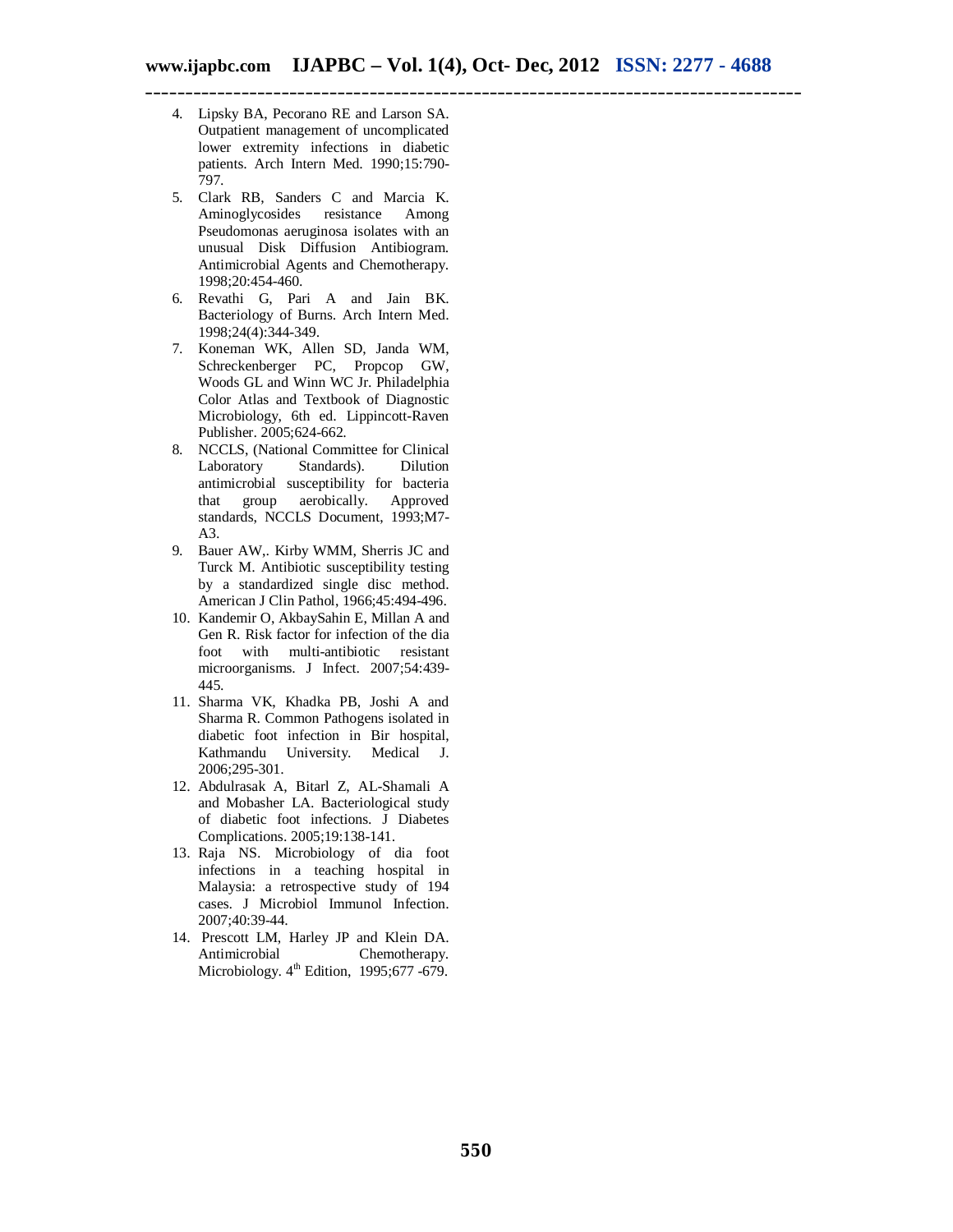4. Lipsky BA, Pecorano RE and Larson SA. Outpatient management of uncomplicated lower extremity infections in diabetic patients. Arch Intern Med. 1990;15:790-797.
5. Clark RB, Sanders C and Marcia K. Aminoglycosides resistance Among Pseudomonas aeruginosa isolates with an unusual Disk Diffusion Antibiogram. Antimicrobial Agents and Chemotherapy. 1998;20:454-460.
6. Revathi G, Pari A and Jain BK. Bacteriology of Burns. Arch Intern Med. 1998;24(4):344-349.
7. Koneman WK, Allen SD, Janda WM, Schreckenberger PC, Propcop GW, Woods GL and Winn WC Jr. Philadelphia Color Atlas and Textbook of Diagnostic Microbiology, 6th ed. Lippincott-Raven Publisher. 2005;624-662.
8. NCCLS, (National Committee for Clinical Laboratory Standards). Dilution antimicrobial susceptibility for bacteria that group aerobically. Approved standards, NCCLS Document, 1993;M7-A3.
9. Bauer AW,. Kirby WMM, Sherris JC and Turck M. Antibiotic susceptibility testing by a standardized single disc method. American J Clin Pathol, 1966;45:494-496.
10. Kandemir O, AkbaySahin E, Millan A and Gen R. Risk factor for infection of the dia foot with multi-antibiotic resistant microorganisms. J Infect. 2007;54:439-445.
11. Sharma VK, Khadka PB, Joshi A and Sharma R. Common Pathogens isolated in diabetic foot infection in Bir hospital, Kathmandu University. Medical J. 2006;295-301.
12. Abdulrasak A, Bitarl Z, AL-Shamali A and Mobasher LA. Bacteriological study of diabetic foot infections. J Diabetes Complications. 2005;19:138-141.
13. Raja NS. Microbiology of dia foot infections in a teaching hospital in Malaysia: a retrospective study of 194 cases. J Microbiol Immunol Infection. 2007;40:39-44.
14. Prescott LM, Harley JP and Klein DA. Antimicrobial Chemotherapy. Microbiology. 4$^{th}$ Edition, 1995;677 -679.